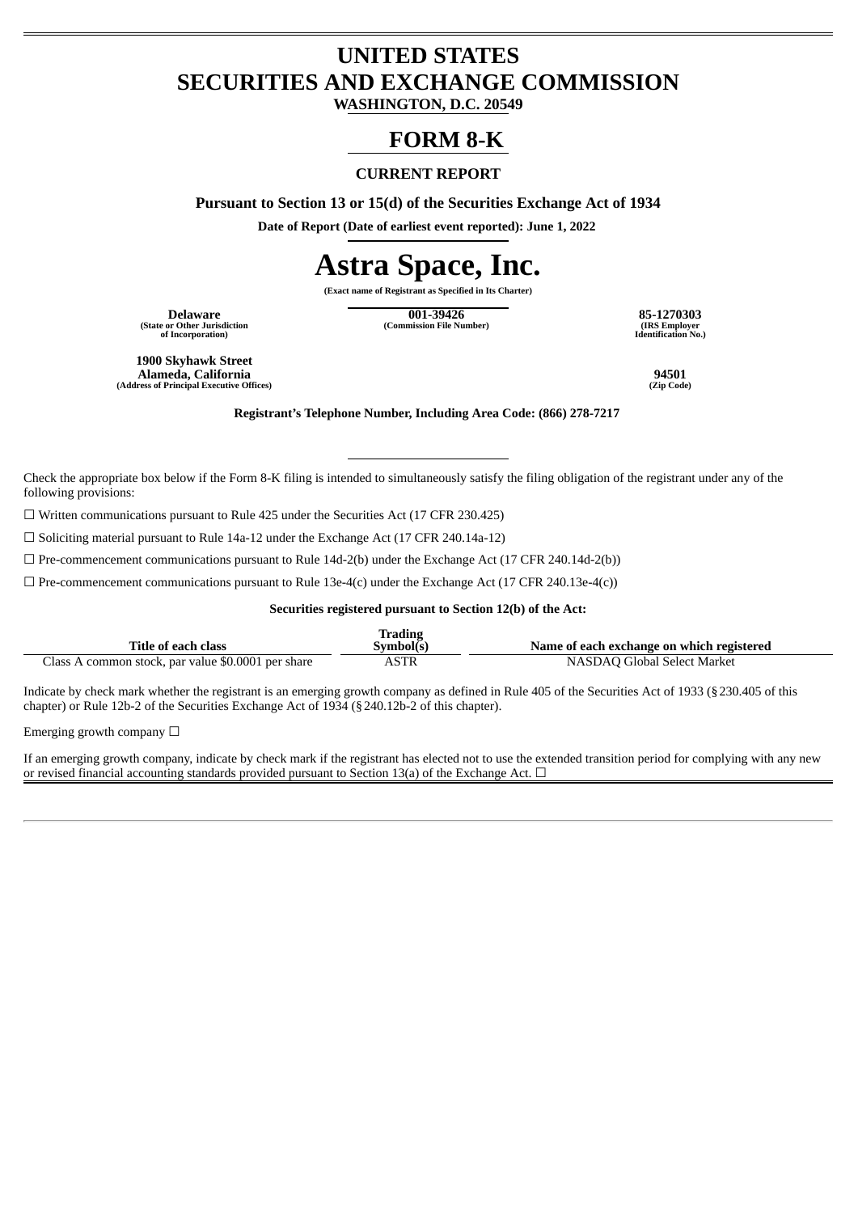# UNITED STATES
# SECURITIES AND EXCHANGE COMMISSION

**WASHINGTON, D.C. 20549**

# FORM 8-K

**CURRENT REPORT**

**Pursuant to Section 13 or 15(d) of the Securities Exchange Act of 1934**

**Date of Report (Date of earliest event reported): June 1, 2022**

# Astra Space, Inc.

**(Exact name of Registrant as Specified in Its Charter)**

| Delaware | 001-39426 | 85-1270303 |
|---|---|---|
| (State or Other Jurisdiction of Incorporation) | (Commission File Number) | (IRS Employer Identification No.) |

| 1900 Skyhawk Street Alameda, California | 94501 |
|---|---|
| (Address of Principal Executive Offices) | (Zip Code) |

**Registrant's Telephone Number, Including Area Code: (866) 278-7217**

Check the appropriate box below if the Form 8-K filing is intended to simultaneously satisfy the filing obligation of the registrant under any of the following provisions:

☐ Written communications pursuant to Rule 425 under the Securities Act (17 CFR 230.425)

☐ Soliciting material pursuant to Rule 14a-12 under the Exchange Act (17 CFR 240.14a-12)

☐ Pre-commencement communications pursuant to Rule 14d-2(b) under the Exchange Act (17 CFR 240.14d-2(b))

☐ Pre-commencement communications pursuant to Rule 13e-4(c) under the Exchange Act (17 CFR 240.13e-4(c))

**Securities registered pursuant to Section 12(b) of the Act:**

| Title of each class | Trading Symbol(s) | Name of each exchange on which registered |
|---|---|---|
| Class A common stock, par value $0.0001 per share | ASTR | NASDAQ Global Select Market |

Indicate by check mark whether the registrant is an emerging growth company as defined in Rule 405 of the Securities Act of 1933 (§230.405 of this chapter) or Rule 12b-2 of the Securities Exchange Act of 1934 (§240.12b-2 of this chapter).

Emerging growth company ☐

If an emerging growth company, indicate by check mark if the registrant has elected not to use the extended transition period for complying with any new or revised financial accounting standards provided pursuant to Section 13(a) of the Exchange Act. ☐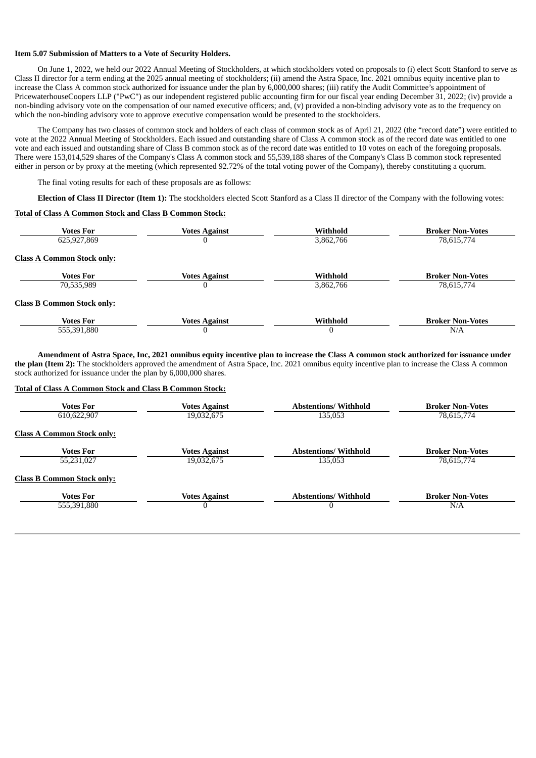**Item 5.07 Submission of Matters to a Vote of Security Holders.**

On June 1, 2022, we held our 2022 Annual Meeting of Stockholders, at which stockholders voted on proposals to (i) elect Scott Stanford to serve as Class II director for a term ending at the 2025 annual meeting of stockholders; (ii) amend the Astra Space, Inc. 2021 omnibus equity incentive plan to increase the Class A common stock authorized for issuance under the plan by 6,000,000 shares; (iii) ratify the Audit Committee's appointment of PricewaterhouseCoopers LLP ("PwC") as our independent registered public accounting firm for our fiscal year ending December 31, 2022; (iv) provide a non-binding advisory vote on the compensation of our named executive officers; and, (v) provided a non-binding advisory vote as to the frequency on which the non-binding advisory vote to approve executive compensation would be presented to the stockholders.

The Company has two classes of common stock and holders of each class of common stock as of April 21, 2022 (the "record date") were entitled to vote at the 2022 Annual Meeting of Stockholders. Each issued and outstanding share of Class A common stock as of the record date was entitled to one vote and each issued and outstanding share of Class B common stock as of the record date was entitled to 10 votes on each of the foregoing proposals. There were 153,014,529 shares of the Company's Class A common stock and 55,539,188 shares of the Company's Class B common stock represented either in person or by proxy at the meeting (which represented 92.72% of the total voting power of the Company), thereby constituting a quorum.

The final voting results for each of these proposals are as follows:

**Election of Class II Director (Item 1):** The stockholders elected Scott Stanford as a Class II director of the Company with the following votes:

**Total of Class A Common Stock and Class B Common Stock:**

| Votes For | Votes Against | Withhold | Broker Non-Votes |
|---|---|---|---|
| 625,927,869 | 0 | 3,862,766 | 78,615,774 |

**Class A Common Stock only:**

| Votes For | Votes Against | Withhold | Broker Non-Votes |
|---|---|---|---|
| 70,535,989 | 0 | 3,862,766 | 78,615,774 |

**Class B Common Stock only:**

| Votes For | Votes Against | Withhold | Broker Non-Votes |
|---|---|---|---|
| 555,391,880 | 0 | 0 | N/A |

**Amendment of Astra Space, Inc, 2021 omnibus equity incentive plan to increase the Class A common stock authorized for issuance under the plan (Item 2):** The stockholders approved the amendment of Astra Space, Inc. 2021 omnibus equity incentive plan to increase the Class A common stock authorized for issuance under the plan by 6,000,000 shares.

**Total of Class A Common Stock and Class B Common Stock:**

| Votes For | Votes Against | Abstentions/ Withhold | Broker Non-Votes |
|---|---|---|---|
| 610,622,907 | 19,032,675 | 135,053 | 78,615,774 |

**Class A Common Stock only:**

| Votes For | Votes Against | Abstentions/ Withhold | Broker Non-Votes |
|---|---|---|---|
| 55,231,027 | 19,032,675 | 135,053 | 78,615,774 |

**Class B Common Stock only:**

| Votes For | Votes Against | Abstentions/ Withhold | Broker Non-Votes |
|---|---|---|---|
| 555,391,880 | 0 | 0 | N/A |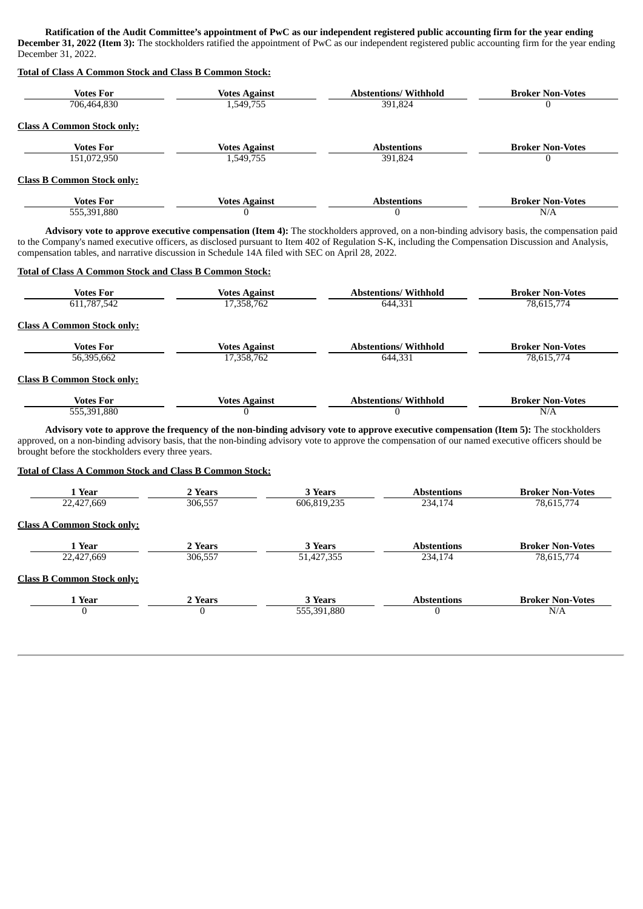**Ratification of the Audit Committee's appointment of PwC as our independent registered public accounting firm for the year ending December 31, 2022 (Item 3):** The stockholders ratified the appointment of PwC as our independent registered public accounting firm for the year ending December 31, 2022.

**Total of Class A Common Stock and Class B Common Stock:**

| Votes For | Votes Against | Abstentions/ Withhold | Broker Non-Votes |
|---|---|---|---|
| 706,464,830 | 1,549,755 | 391,824 | 0 |

**Class A Common Stock only:**

| Votes For | Votes Against | Abstentions | Broker Non-Votes |
|---|---|---|---|
| 151,072,950 | 1,549,755 | 391,824 | 0 |

**Class B Common Stock only:**

| Votes For | Votes Against | Abstentions | Broker Non-Votes |
|---|---|---|---|
| 555,391,880 | 0 | 0 | N/A |

**Advisory vote to approve executive compensation (Item 4):** The stockholders approved, on a non-binding advisory basis, the compensation paid to the Company's named executive officers, as disclosed pursuant to Item 402 of Regulation S-K, including the Compensation Discussion and Analysis, compensation tables, and narrative discussion in Schedule 14A filed with SEC on April 28, 2022.

**Total of Class A Common Stock and Class B Common Stock:**

| Votes For | Votes Against | Abstentions/ Withhold | Broker Non-Votes |
|---|---|---|---|
| 611,787,542 | 17,358,762 | 644,331 | 78,615,774 |

**Class A Common Stock only:**

| Votes For | Votes Against | Abstentions/ Withhold | Broker Non-Votes |
|---|---|---|---|
| 56,395,662 | 17,358,762 | 644,331 | 78,615,774 |

**Class B Common Stock only:**

| Votes For | Votes Against | Abstentions/ Withhold | Broker Non-Votes |
|---|---|---|---|
| 555,391,880 | 0 | 0 | N/A |

**Advisory vote to approve the frequency of the non-binding advisory vote to approve executive compensation (Item 5):** The stockholders approved, on a non-binding advisory basis, that the non-binding advisory vote to approve the compensation of our named executive officers should be brought before the stockholders every three years.

**Total of Class A Common Stock and Class B Common Stock:**

| 1 Year | 2 Years | 3 Years | Abstentions | Broker Non-Votes |
|---|---|---|---|---|
| 22,427,669 | 306,557 | 606,819,235 | 234,174 | 78,615,774 |

**Class A Common Stock only:**

| 1 Year | 2 Years | 3 Years | Abstentions | Broker Non-Votes |
|---|---|---|---|---|
| 22,427,669 | 306,557 | 51,427,355 | 234,174 | 78,615,774 |

**Class B Common Stock only:**

| 1 Year | 2 Years | 3 Years | Abstentions | Broker Non-Votes |
|---|---|---|---|---|
| 0 | 0 | 555,391,880 | 0 | N/A |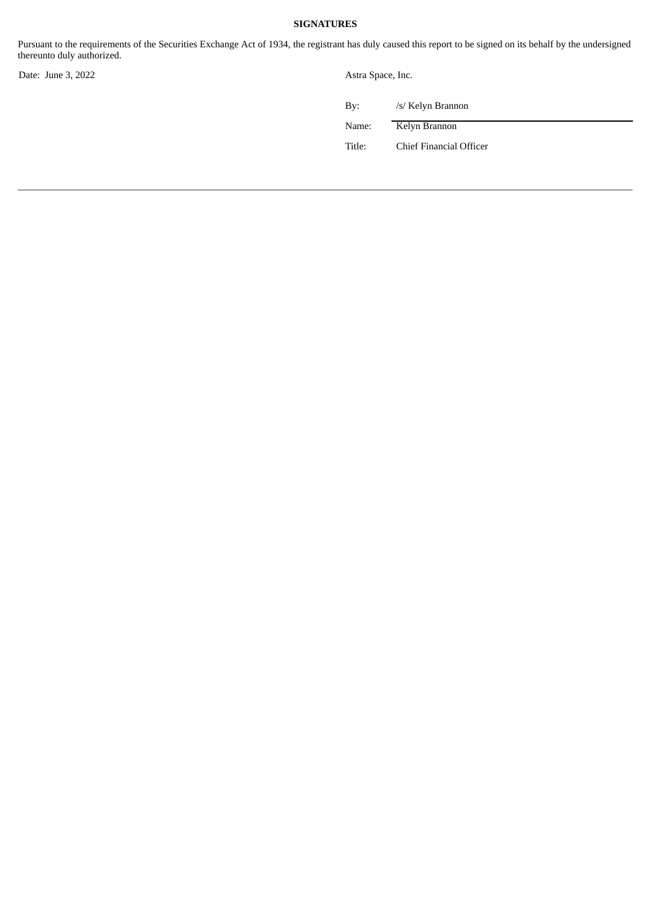**SIGNATURES**

Pursuant to the requirements of the Securities Exchange Act of 1934, the registrant has duly caused this report to be signed on its behalf by the undersigned thereunto duly authorized.

Date: June 3, 2022

Astra Space, Inc.

| | |
|---|---|
| By: | /s/ Kelyn Brannon |
| Name: | Kelyn Brannon |
| Title: | Chief Financial Officer |